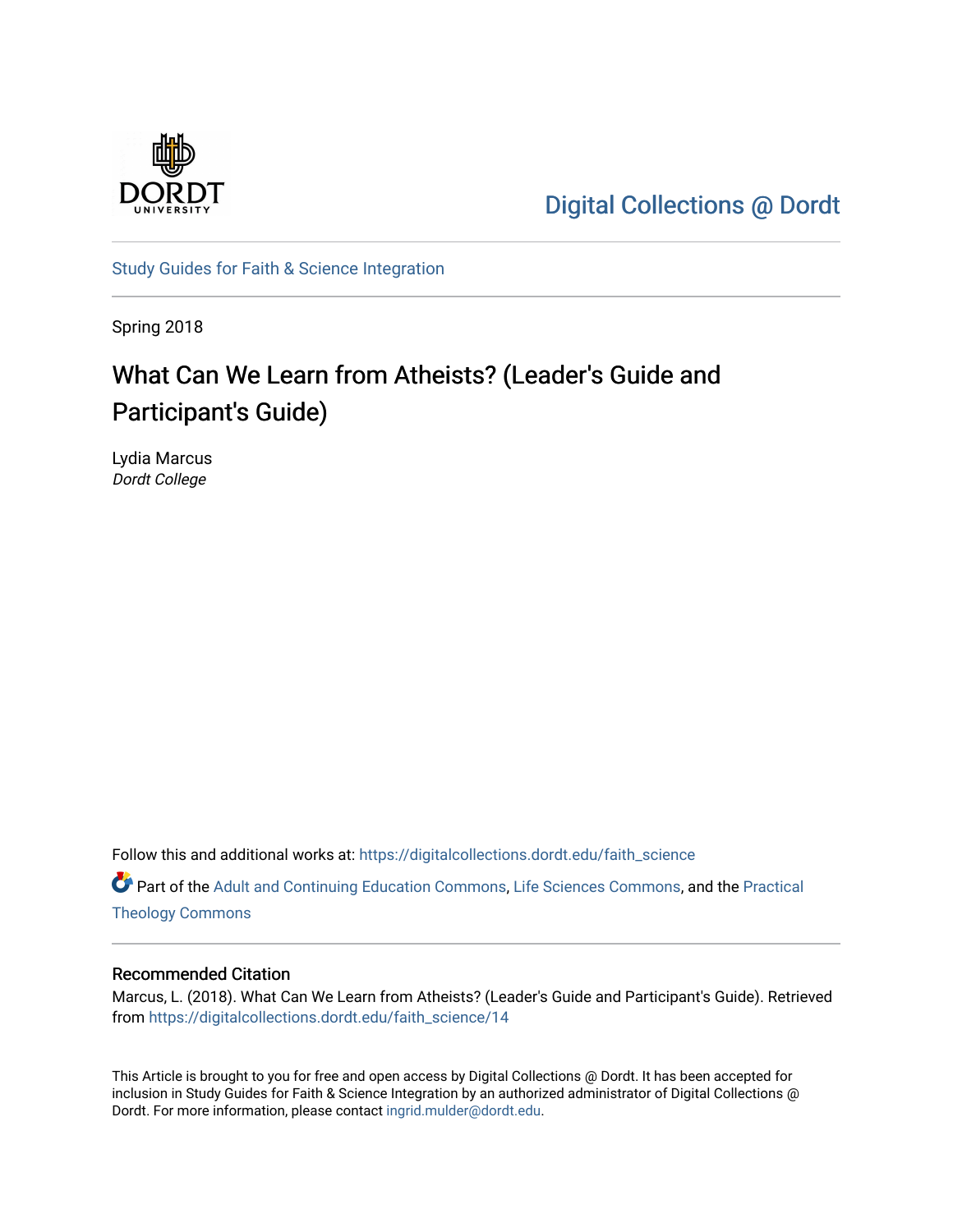Digital Collections @ Dordt

Study Guides for Faith & Science Integration

Spring 2018

# What Can We Learn from Atheists? (Leader's Guide and Participant's Guide)

Lydia Marcus
*Dordt College*

Follow this and additional works at: https://digitalcollections.dordt.edu/faith_science

Part of the Adult and Continuing Education Commons, Life Sciences Commons, and the Practical Theology Commons

## Recommended Citation

Marcus, L. (2018). What Can We Learn from Atheists? (Leader's Guide and Participant's Guide). Retrieved from https://digitalcollections.dordt.edu/faith_science/14

This Article is brought to you for free and open access by Digital Collections @ Dordt. It has been accepted for inclusion in Study Guides for Faith & Science Integration by an authorized administrator of Digital Collections @ Dordt. For more information, please contact ingrid.mulder@dordt.edu.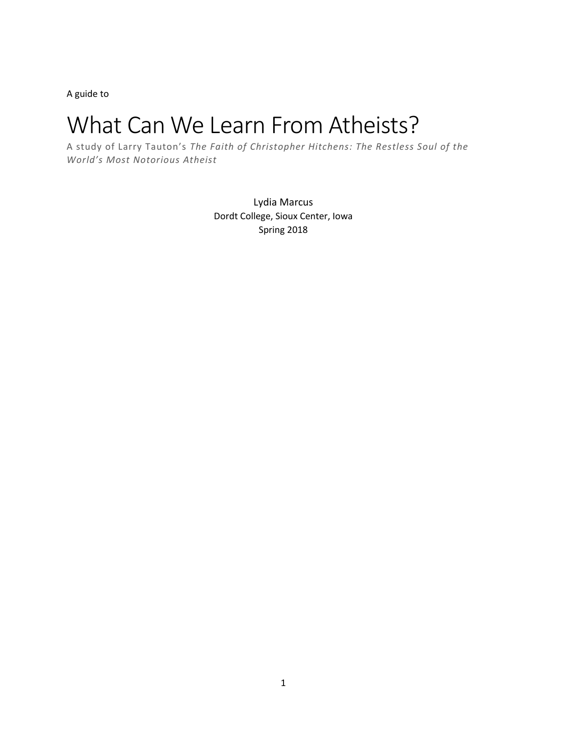A guide to

# What Can We Learn From Atheists?

A study of Larry Tauton's *The Faith of Christopher Hitchens: The Restless Soul of the World's Most Notorious Atheist*

Lydia Marcus
Dordt College, Sioux Center, Iowa
Spring 2018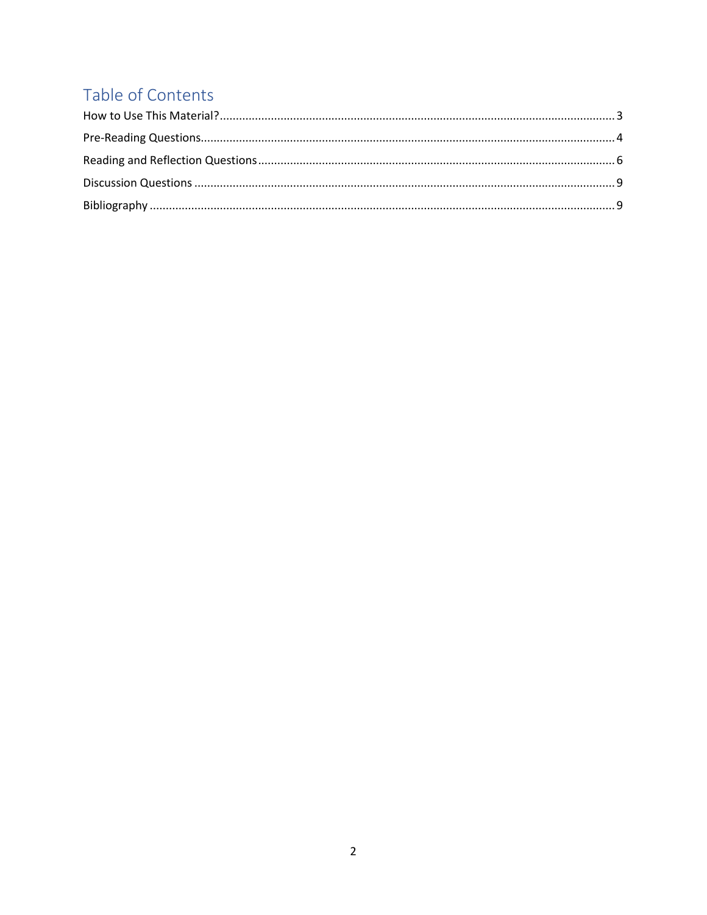# Table of Contents

How to Use This Material? ........................................................................................................................ 3

Pre-Reading Questions................................................................................................................................ 4

Reading and Reflection Questions .............................................................................................................. 6

Discussion Questions .................................................................................................................................. 9

Bibliography ................................................................................................................................................ 9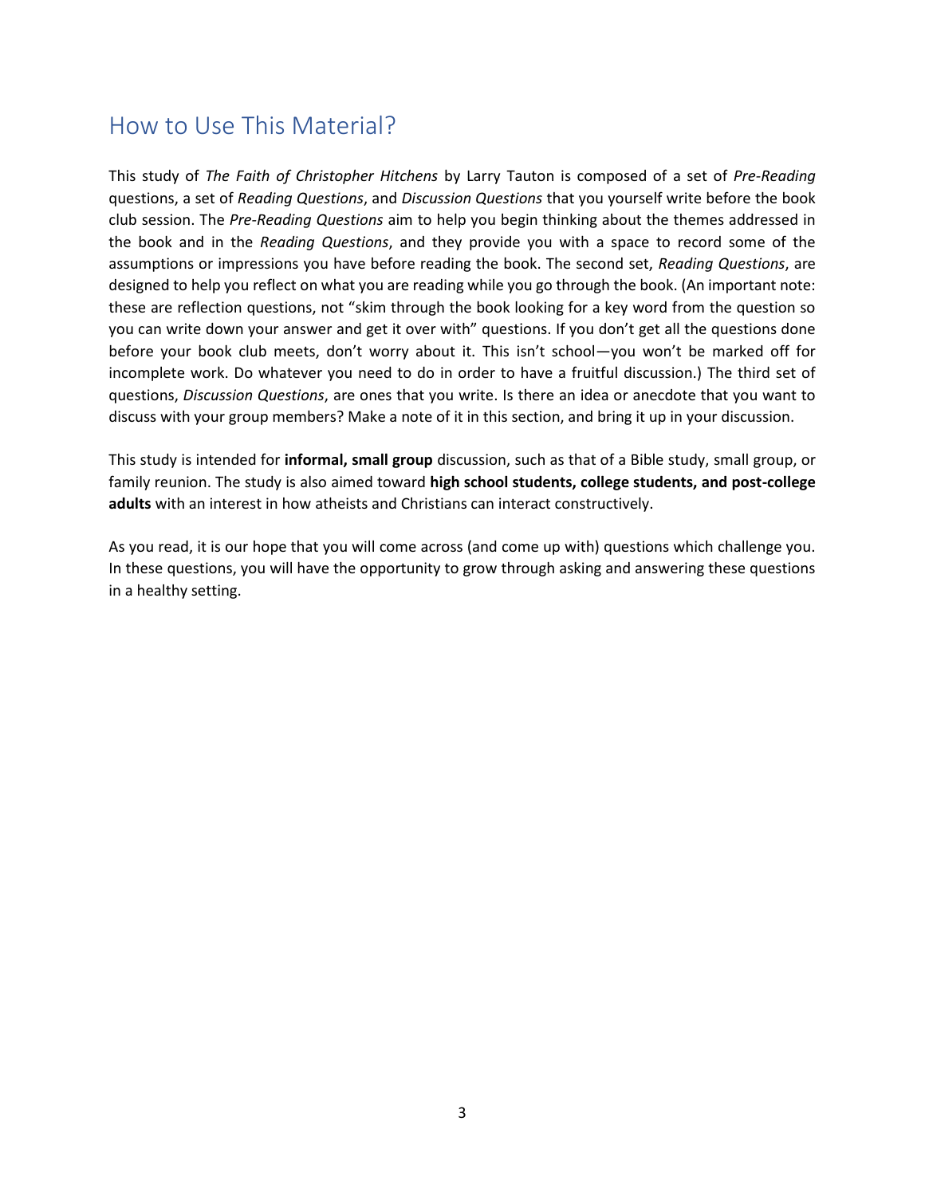## How to Use This Material?

This study of *The Faith of Christopher Hitchens* by Larry Tauton is composed of a set of *Pre-Reading* questions, a set of *Reading Questions*, and *Discussion Questions* that you yourself write before the book club session. The *Pre-Reading Questions* aim to help you begin thinking about the themes addressed in the book and in the *Reading Questions*, and they provide you with a space to record some of the assumptions or impressions you have before reading the book. The second set, *Reading Questions*, are designed to help you reflect on what you are reading while you go through the book. (An important note: these are reflection questions, not "skim through the book looking for a key word from the question so you can write down your answer and get it over with" questions. If you don't get all the questions done before your book club meets, don't worry about it. This isn't school—you won't be marked off for incomplete work. Do whatever you need to do in order to have a fruitful discussion.) The third set of questions, *Discussion Questions*, are ones that you write. Is there an idea or anecdote that you want to discuss with your group members? Make a note of it in this section, and bring it up in your discussion.

This study is intended for **informal, small group** discussion, such as that of a Bible study, small group, or family reunion. The study is also aimed toward **high school students, college students, and post-college adults** with an interest in how atheists and Christians can interact constructively.

As you read, it is our hope that you will come across (and come up with) questions which challenge you. In these questions, you will have the opportunity to grow through asking and answering these questions in a healthy setting.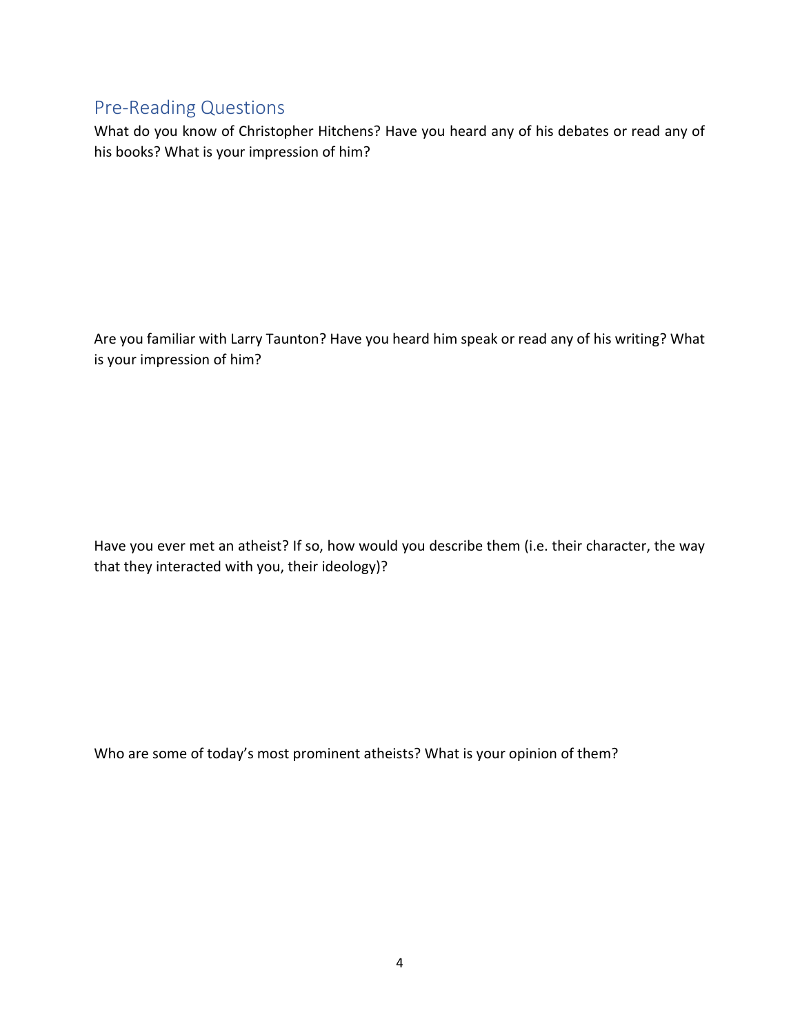## Pre-Reading Questions

What do you know of Christopher Hitchens? Have you heard any of his debates or read any of his books? What is your impression of him?

Are you familiar with Larry Taunton? Have you heard him speak or read any of his writing? What is your impression of him?

Have you ever met an atheist? If so, how would you describe them (i.e. their character, the way that they interacted with you, their ideology)?

Who are some of today's most prominent atheists? What is your opinion of them?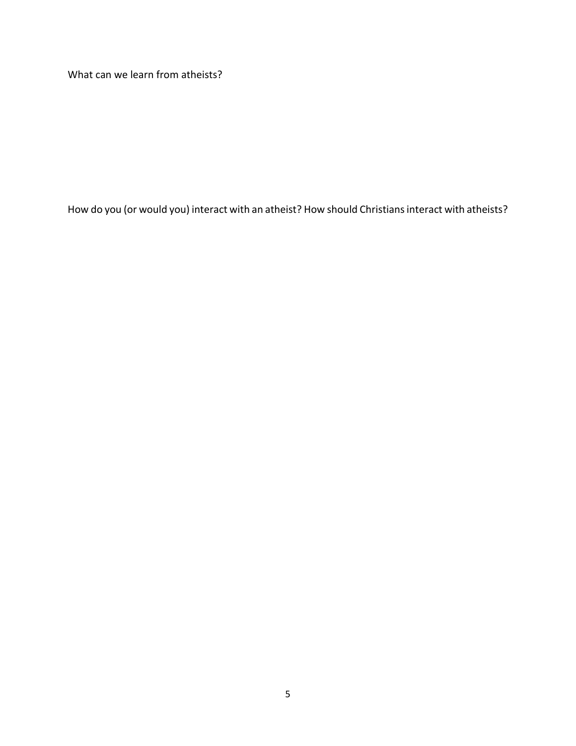What can we learn from atheists?

How do you (or would you) interact with an atheist? How should Christians interact with atheists?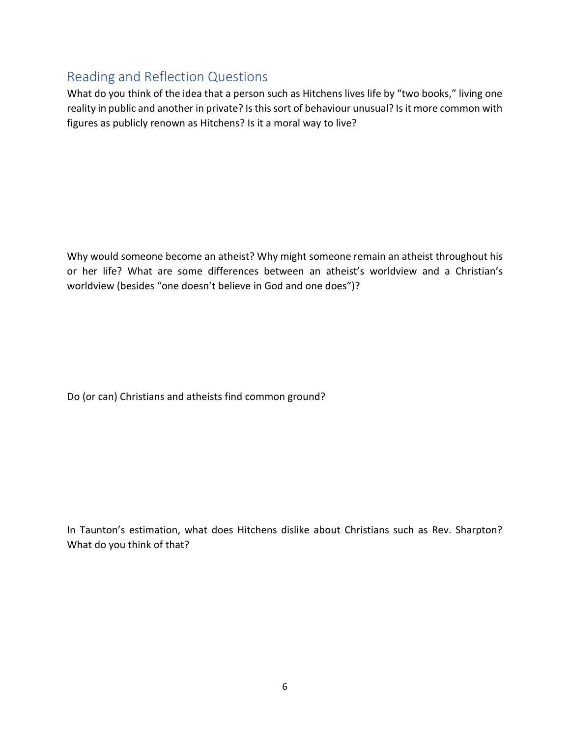## Reading and Reflection Questions

What do you think of the idea that a person such as Hitchens lives life by “two books,” living one reality in public and another in private? Is this sort of behaviour unusual? Is it more common with figures as publicly renown as Hitchens? Is it a moral way to live?

Why would someone become an atheist? Why might someone remain an atheist throughout his or her life? What are some differences between an atheist’s worldview and a Christian’s worldview (besides “one doesn’t believe in God and one does”)?

Do (or can) Christians and atheists find common ground?

In Taunton’s estimation, what does Hitchens dislike about Christians such as Rev. Sharpton? What do you think of that?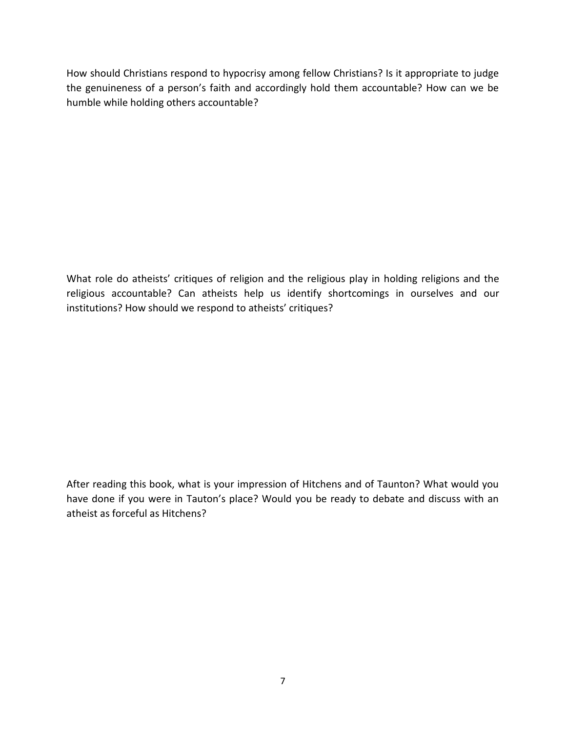How should Christians respond to hypocrisy among fellow Christians? Is it appropriate to judge the genuineness of a person's faith and accordingly hold them accountable? How can we be humble while holding others accountable?

What role do atheists' critiques of religion and the religious play in holding religions and the religious accountable? Can atheists help us identify shortcomings in ourselves and our institutions? How should we respond to atheists' critiques?

After reading this book, what is your impression of Hitchens and of Taunton? What would you have done if you were in Tauton's place? Would you be ready to debate and discuss with an atheist as forceful as Hitchens?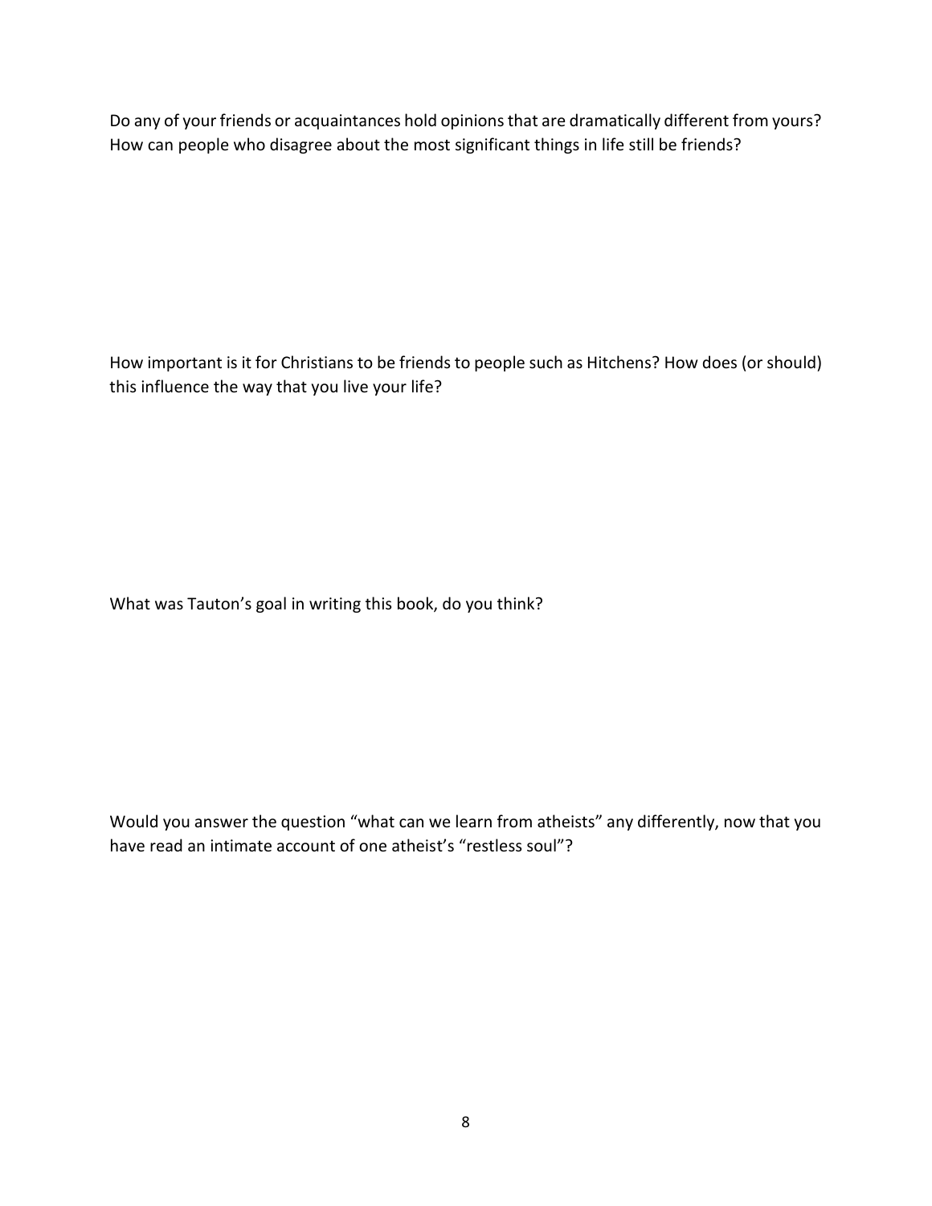Do any of your friends or acquaintances hold opinions that are dramatically different from yours? How can people who disagree about the most significant things in life still be friends?

How important is it for Christians to be friends to people such as Hitchens? How does (or should) this influence the way that you live your life?

What was Tauton's goal in writing this book, do you think?

Would you answer the question "what can we learn from atheists" any differently, now that you have read an intimate account of one atheist's "restless soul"?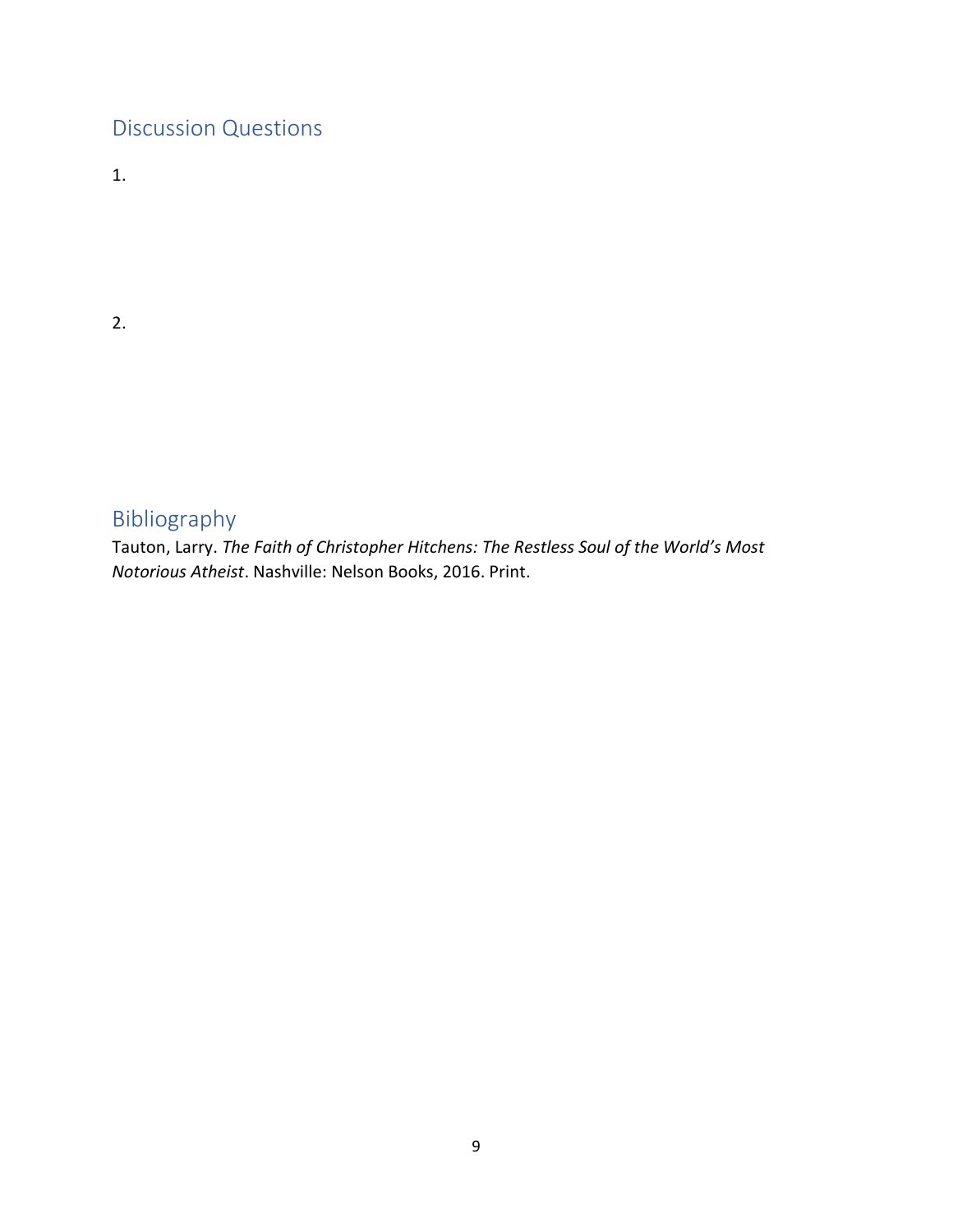## Discussion Questions

1.

2.

## Bibliography

Tauton, Larry. *The Faith of Christopher Hitchens: The Restless Soul of the World's Most Notorious Atheist*. Nashville: Nelson Books, 2016. Print.